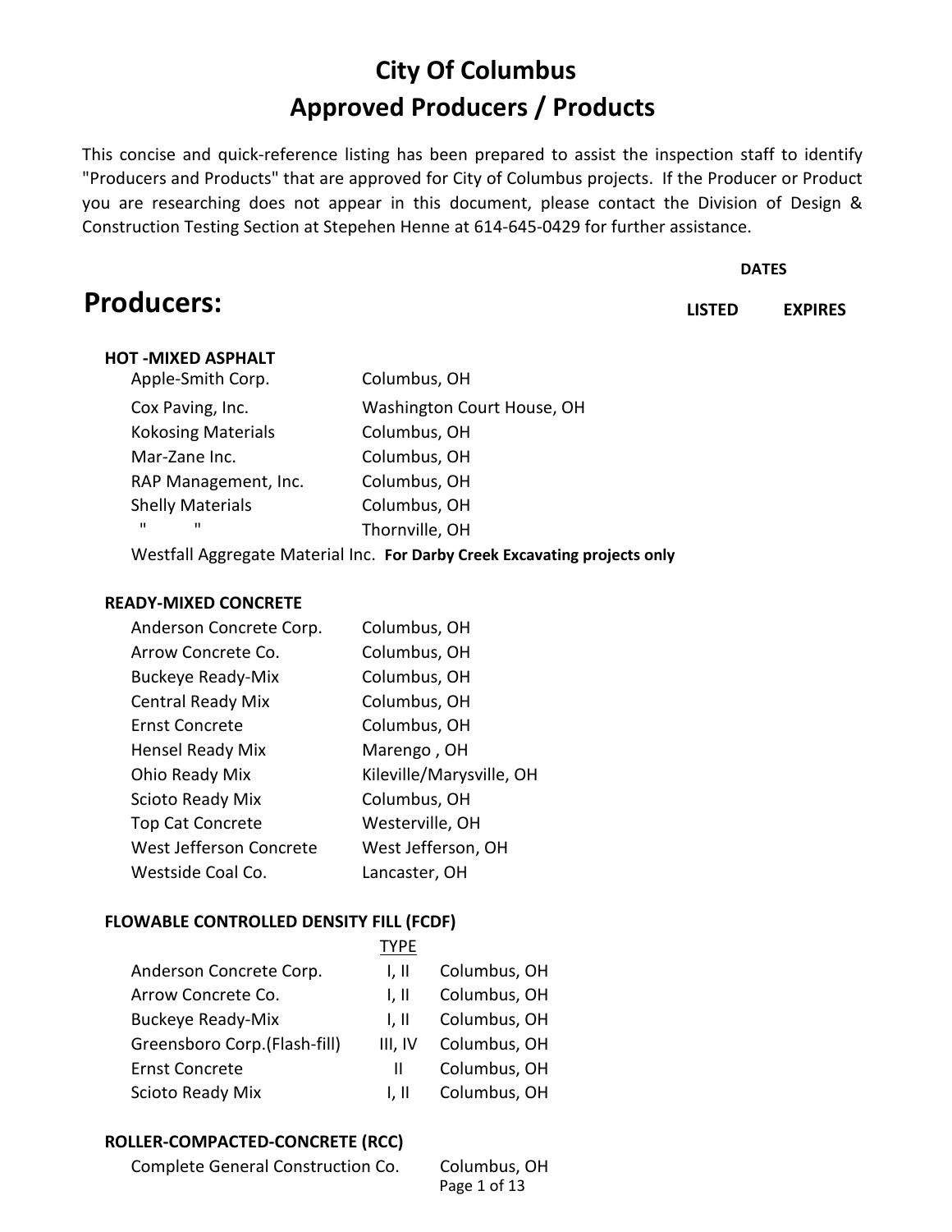# City Of Columbus
# Approved Producers / Products

This concise and quick-reference listing has been prepared to assist the inspection staff to identify "Producers and Products" that are approved for City of Columbus projects. If the Producer or Product you are researching does not appear in this document, please contact the Division of Design & Construction Testing Section at Stepehen Henne at 614-645-0429 for further assistance.

## Producers:

| | | DATES LISTED | DATES EXPIRES |
|---|---|---|---|

### HOT -MIXED ASPHALT

| Producer | Location |
|---|---|
| Apple-Smith Corp. | Columbus, OH |
| Cox Paving, Inc. | Washington Court House, OH |
| Kokosing Materials | Columbus, OH |
| Mar-Zane Inc. | Columbus, OH |
| RAP Management, Inc. | Columbus, OH |
| Shelly Materials | Columbus, OH |
| " " | Thornville, OH |
| Westfall Aggregate Material Inc. | **For Darby Creek Excavating projects only** |

### READY-MIXED CONCRETE

| Producer | Location |
|---|---|
| Anderson Concrete Corp. | Columbus, OH |
| Arrow Concrete Co. | Columbus, OH |
| Buckeye Ready-Mix | Columbus, OH |
| Central Ready Mix | Columbus, OH |
| Ernst Concrete | Columbus, OH |
| Hensel Ready Mix | Marengo , OH |
| Ohio Ready Mix | Kileville/Marysville, OH |
| Scioto Ready Mix | Columbus, OH |
| Top Cat Concrete | Westerville, OH |
| West Jefferson Concrete | West Jefferson, OH |
| Westside Coal Co. | Lancaster, OH |

### FLOWABLE CONTROLLED DENSITY FILL (FCDF)

| Producer | TYPE | Location |
|---|---|---|
| Anderson Concrete Corp. | I, II | Columbus, OH |
| Arrow Concrete Co. | I, II | Columbus, OH |
| Buckeye Ready-Mix | I, II | Columbus, OH |
| Greensboro Corp.(Flash-fill) | III, IV | Columbus, OH |
| Ernst Concrete | II | Columbus, OH |
| Scioto Ready Mix | I, II | Columbus, OH |

### ROLLER-COMPACTED-CONCRETE (RCC)

| Producer | Location |
|---|---|
| Complete General Construction Co. | Columbus, OH |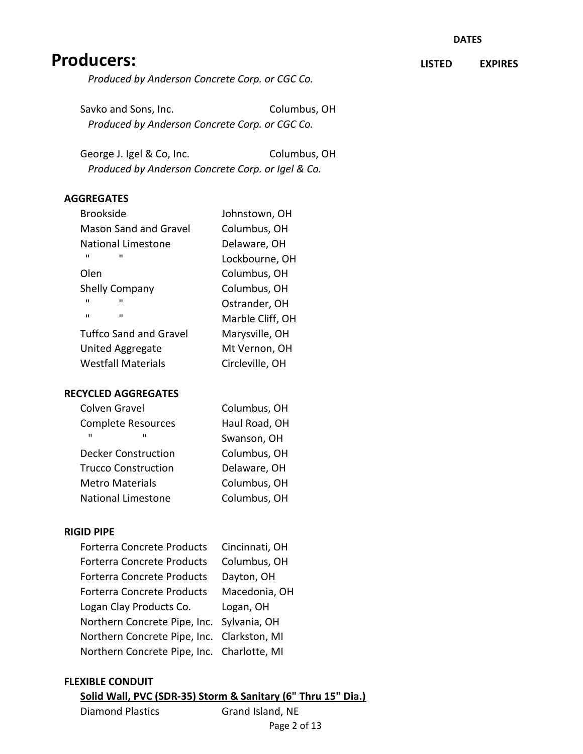# Producers:

| | | DATES | |
|---|---|---|---|
| | | LISTED | EXPIRES |

*Produced by Anderson Concrete Corp. or CGC Co.*

Savko and Sons, Inc. — Columbus, OH
*Produced by Anderson Concrete Corp. or CGC Co.*

George J. Igel & Co, Inc. — Columbus, OH
*Produced by Anderson Concrete Corp. or Igel & Co.*

**AGGREGATES**

| Producer | Location |
|---|---|
| Brookside | Johnstown, OH |
| Mason Sand and Gravel | Columbus, OH |
| National Limestone | Delaware, OH |
| " " | Lockbourne, OH |
| Olen | Columbus, OH |
| Shelly Company | Columbus, OH |
| " " | Ostrander, OH |
| " " | Marble Cliff, OH |
| Tuffco Sand and Gravel | Marysville, OH |
| United Aggregate | Mt Vernon, OH |
| Westfall Materials | Circleville, OH |

**RECYCLED AGGREGATES**

| Producer | Location |
|---|---|
| Colven Gravel | Columbus, OH |
| Complete Resources | Haul Road, OH |
| " " | Swanson, OH |
| Decker Construction | Columbus, OH |
| Trucco Construction | Delaware, OH |
| Metro Materials | Columbus, OH |
| National Limestone | Columbus, OH |

**RIGID PIPE**

| Producer | Location |
|---|---|
| Forterra Concrete Products | Cincinnati, OH |
| Forterra Concrete Products | Columbus, OH |
| Forterra Concrete Products | Dayton, OH |
| Forterra Concrete Products | Macedonia, OH |
| Logan Clay Products Co. | Logan, OH |
| Northern Concrete Pipe, Inc. | Sylvania, OH |
| Northern Concrete Pipe, Inc. | Clarkston, MI |
| Northern Concrete Pipe, Inc. | Charlotte, MI |

**FLEXIBLE CONDUIT**

**Solid Wall, PVC (SDR-35) Storm & Sanitary (6" Thru 15" Dia.)**

| Producer | Location |
|---|---|
| Diamond Plastics | Grand Island, NE |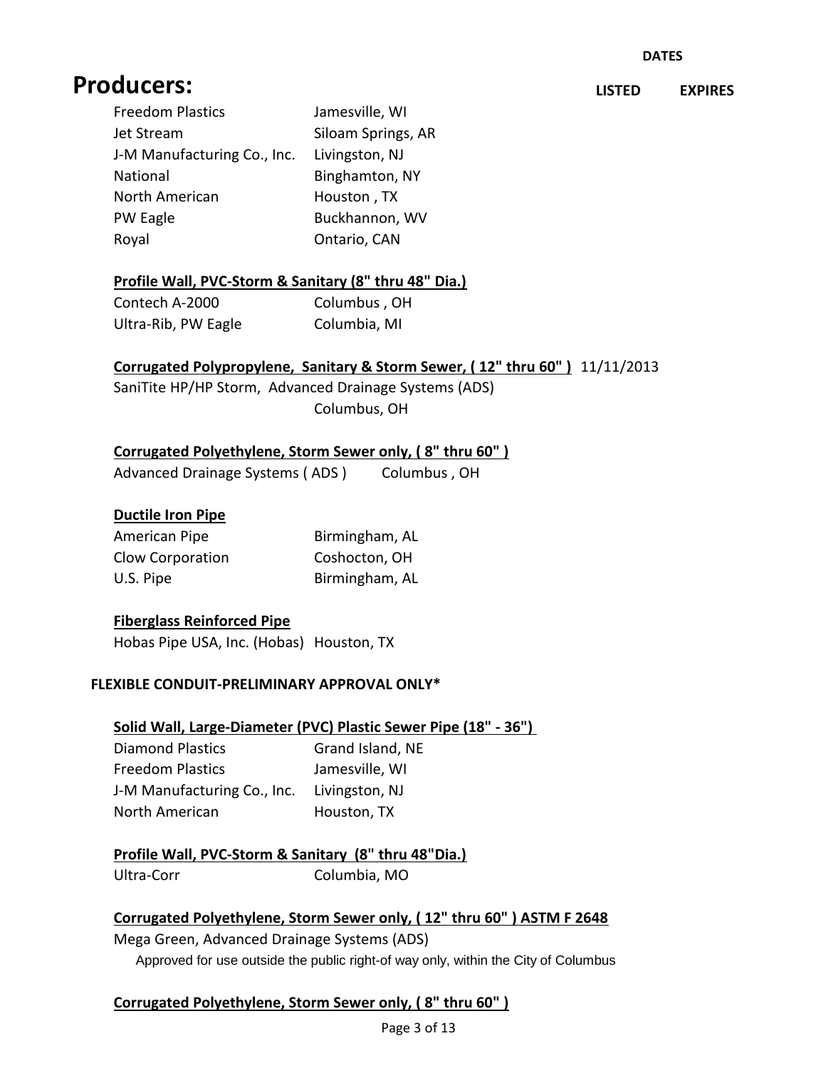**DATES**

# Producers:

**LISTED** **EXPIRES**

| | |
|---|---|
| Freedom Plastics | Jamesville, WI |
| Jet Stream | Siloam Springs, AR |
| J-M Manufacturing Co., Inc. | Livingston, NJ |
| National | Binghamton, NY |
| North American | Houston , TX |
| PW Eagle | Buckhannon, WV |
| Royal | Ontario, CAN |

**<u>Profile Wall, PVC-Storm & Sanitary (8" thru 48" Dia.)</u>**

| | |
|---|---|
| Contech A-2000 | Columbus , OH |
| Ultra-Rib, PW Eagle | Columbia, MI |

**<u>Corrugated Polypropylene, Sanitary & Storm Sewer, ( 12" thru 60" )</u>** 11/11/2013

SaniTite HP/HP Storm, Advanced Drainage Systems (ADS)
Columbus, OH

**<u>Corrugated Polyethylene, Storm Sewer only, ( 8" thru 60" )</u>**

Advanced Drainage Systems ( ADS ) Columbus , OH

**<u>Ductile Iron Pipe</u>**

| | |
|---|---|
| American Pipe | Birmingham, AL |
| Clow Corporation | Coshocton, OH |
| U.S. Pipe | Birmingham, AL |

**<u>Fiberglass Reinforced Pipe</u>**

Hobas Pipe USA, Inc. (Hobas) Houston, TX

**FLEXIBLE CONDUIT-PRELIMINARY APPROVAL ONLY***

**<u>Solid Wall, Large-Diameter (PVC) Plastic Sewer Pipe (18" - 36")</u>**

| | |
|---|---|
| Diamond Plastics | Grand Island, NE |
| Freedom Plastics | Jamesville, WI |
| J-M Manufacturing Co., Inc. | Livingston, NJ |
| North American | Houston, TX |

**<u>Profile Wall, PVC-Storm & Sanitary (8" thru 48"Dia.)</u>**

Ultra-Corr Columbia, MO

**<u>Corrugated Polyethylene, Storm Sewer only, ( 12" thru 60" ) ASTM F 2648</u>**

Mega Green, Advanced Drainage Systems (ADS)

Approved for use outside the public right-of way only, within the City of Columbus

**<u>Corrugated Polyethylene, Storm Sewer only, ( 8" thru 60" )</u>**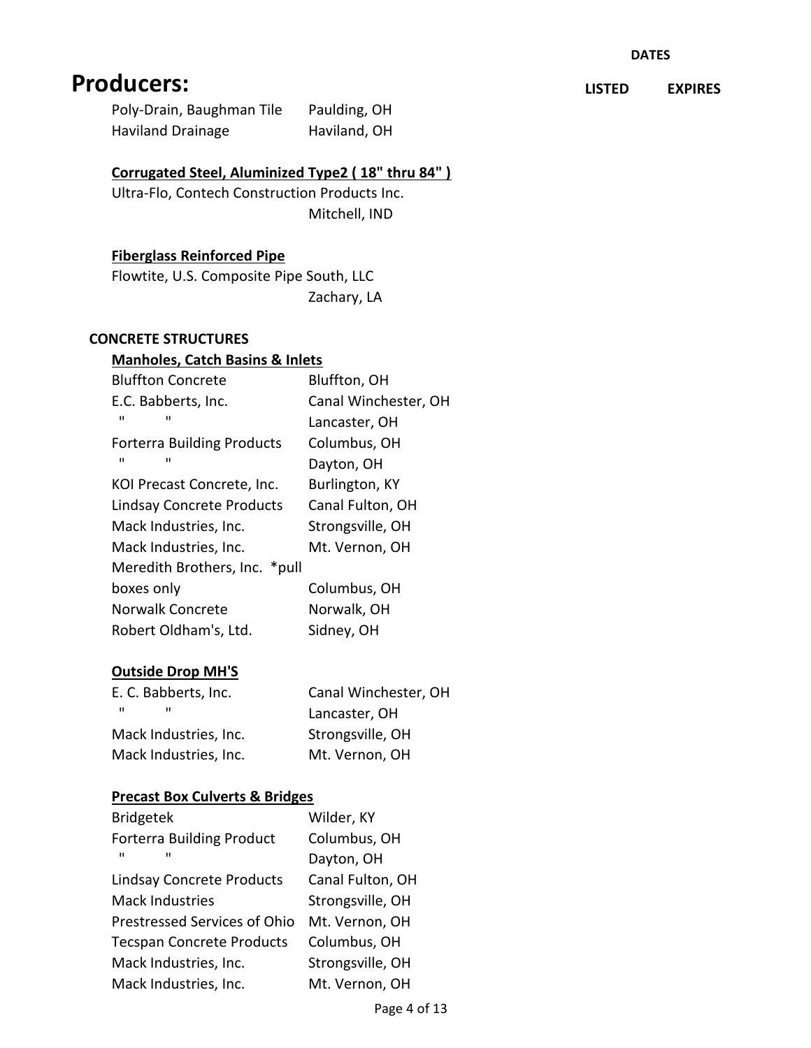DATES

# Producers:

LISTED EXPIRES

| | |
|---|---|
| Poly-Drain, Baughman Tile | Paulding, OH |
| Haviland Drainage | Haviland, OH |

**Corrugated Steel, Aluminized Type2 ( 18" thru 84" )**

Ultra-Flo, Contech Construction Products Inc.
Mitchell, IND

**Fiberglass Reinforced Pipe**

Flowtite, U.S. Composite Pipe South, LLC
Zachary, LA

## CONCRETE STRUCTURES

**Manholes, Catch Basins & Inlets**

| | |
|---|---|
| Bluffton Concrete | Bluffton, OH |
| E.C. Babberts, Inc. | Canal Winchester, OH |
| " " | Lancaster, OH |
| Forterra Building Products | Columbus, OH |
| " " | Dayton, OH |
| KOI Precast Concrete, Inc. | Burlington, KY |
| Lindsay Concrete Products | Canal Fulton, OH |
| Mack Industries, Inc. | Strongsville, OH |
| Mack Industries, Inc. | Mt. Vernon, OH |
| Meredith Brothers, Inc. *pull boxes only | Columbus, OH |
| Norwalk Concrete | Norwalk, OH |
| Robert Oldham's, Ltd. | Sidney, OH |

**Outside Drop MH'S**

| | |
|---|---|
| E. C. Babberts, Inc. | Canal Winchester, OH |
| " " | Lancaster, OH |
| Mack Industries, Inc. | Strongsville, OH |
| Mack Industries, Inc. | Mt. Vernon, OH |

**Precast Box Culverts & Bridges**

| | |
|---|---|
| Bridgetek | Wilder, KY |
| Forterra Building Product | Columbus, OH |
| " " | Dayton, OH |
| Lindsay Concrete Products | Canal Fulton, OH |
| Mack Industries | Strongsville, OH |
| Prestressed Services of Ohio | Mt. Vernon, OH |
| Tecspan Concrete Products | Columbus, OH |
| Mack Industries, Inc. | Strongsville, OH |
| Mack Industries, Inc. | Mt. Vernon, OH |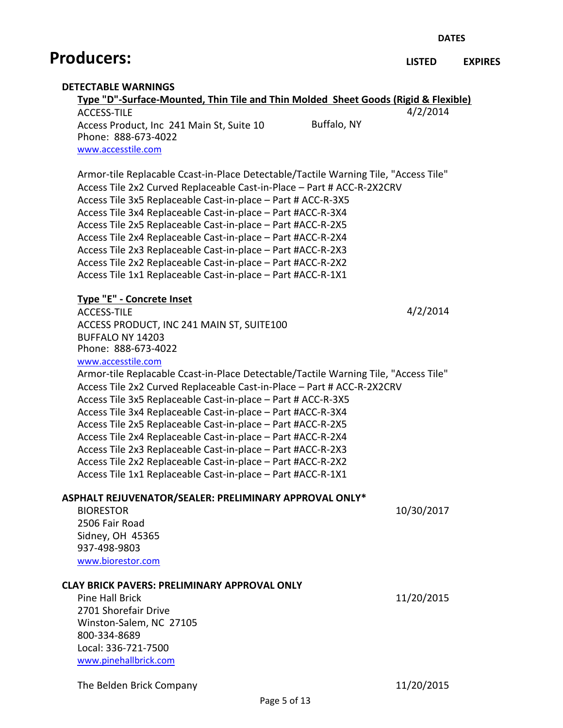# Producers:

**DATES**

**LISTED** **EXPIRES**

**DETECTABLE WARNINGS**

**Type "D"-Surface-Mounted, Thin Tile and Thin Molded Sheet Goods (Rigid & Flexible)**

ACCESS-TILE — 4/2/2014
Access Product, Inc 241 Main St, Suite 10 Buffalo, NY
Phone: 888-673-4022
www.accesstile.com

Armor-tile Replacable Ccast-in-Place Detectable/Tactile Warning Tile, "Access Tile"
Access Tile 2x2 Curved Replaceable Cast-in-Place – Part # ACC-R-2X2CRV
Access Tile 3x5 Replaceable Cast-in-place – Part # ACC-R-3X5
Access Tile 3x4 Replaceable Cast-in-place – Part #ACC-R-3X4
Access Tile 2x5 Replaceable Cast-in-place – Part #ACC-R-2X5
Access Tile 2x4 Replaceable Cast-in-place – Part #ACC-R-2X4
Access Tile 2x3 Replaceable Cast-in-place – Part #ACC-R-2X3
Access Tile 2x2 Replaceable Cast-in-place – Part #ACC-R-2X2
Access Tile 1x1 Replaceable Cast-in-place – Part #ACC-R-1X1

**Type "E" - Concrete Inset**

ACCESS-TILE — 4/2/2014
ACCESS PRODUCT, INC 241 MAIN ST, SUITE100
BUFFALO NY 14203
Phone: 888-673-4022
www.accesstile.com

Armor-tile Replacable Ccast-in-Place Detectable/Tactile Warning Tile, "Access Tile"
Access Tile 2x2 Curved Replaceable Cast-in-Place – Part # ACC-R-2X2CRV
Access Tile 3x5 Replaceable Cast-in-place – Part # ACC-R-3X5
Access Tile 3x4 Replaceable Cast-in-place – Part #ACC-R-3X4
Access Tile 2x5 Replaceable Cast-in-place – Part #ACC-R-2X5
Access Tile 2x4 Replaceable Cast-in-place – Part #ACC-R-2X4
Access Tile 2x3 Replaceable Cast-in-place – Part #ACC-R-2X3
Access Tile 2x2 Replaceable Cast-in-place – Part #ACC-R-2X2
Access Tile 1x1 Replaceable Cast-in-place – Part #ACC-R-1X1

**ASPHALT REJUVENATOR/SEALER: PRELIMINARY APPROVAL ONLY***

BIORESTOR — 10/30/2017
2506 Fair Road
Sidney, OH 45365
937-498-9803
www.biorestor.com

**CLAY BRICK PAVERS: PRELIMINARY APPROVAL ONLY**

Pine Hall Brick — 11/20/2015
2701 Shorefair Drive
Winston-Salem, NC 27105
800-334-8689
Local: 336-721-7500
www.pinehallbrick.com

The Belden Brick Company — 11/20/2015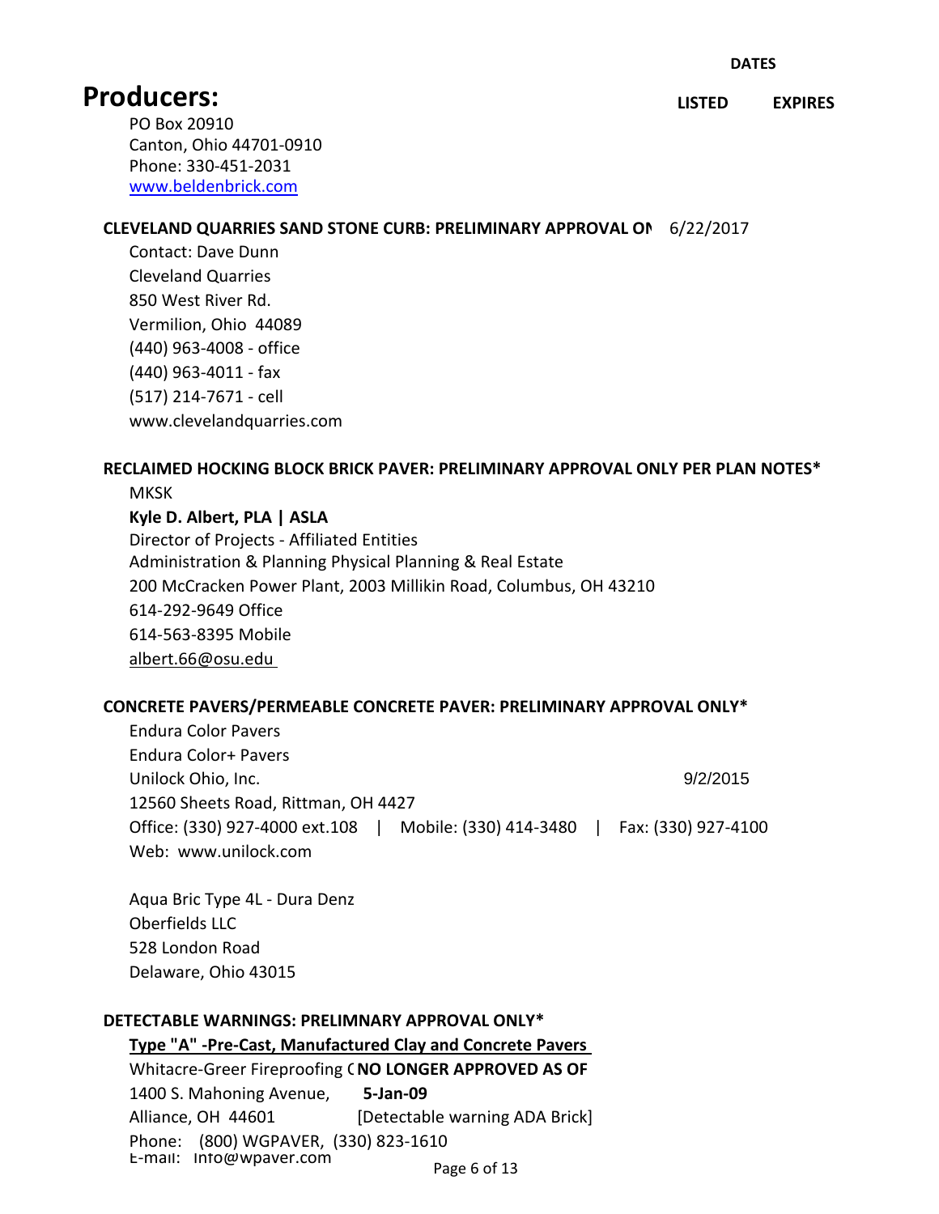DATES

# Producers:

LISTED EXPIRES

PO Box 20910
Canton, Ohio 44701-0910
Phone: 330-451-2031
www.beldenbrick.com

**CLEVELAND QUARRIES SAND STONE CURB: PRELIMINARY APPROVAL ON** 6/22/2017

Contact: Dave Dunn
Cleveland Quarries
850 West River Rd.
Vermilion, Ohio 44089
(440) 963-4008 - office
(440) 963-4011 - fax
(517) 214-7671 - cell
www.clevelandquarries.com

**RECLAIMED HOCKING BLOCK BRICK PAVER: PRELIMINARY APPROVAL ONLY PER PLAN NOTES***

MKSK
**Kyle D. Albert, PLA | ASLA**
Director of Projects - Affiliated Entities
Administration & Planning Physical Planning & Real Estate
200 McCracken Power Plant, 2003 Millikin Road, Columbus, OH 43210
614-292-9649 Office
614-563-8395 Mobile
albert.66@osu.edu

**CONCRETE PAVERS/PERMEABLE CONCRETE PAVER: PRELIMINARY APPROVAL ONLY***

Endura Color Pavers
Endura Color+ Pavers
Unilock Ohio, Inc. 9/2/2015
12560 Sheets Road, Rittman, OH 4427
Office: (330) 927-4000 ext.108 | Mobile: (330) 414-3480 | Fax: (330) 927-4100
Web: www.unilock.com

Aqua Bric Type 4L - Dura Denz
Oberfields LLC
528 London Road
Delaware, Ohio 43015

**DETECTABLE WARNINGS: PRELIMNARY APPROVAL ONLY***

**Type "A" -Pre-Cast, Manufactured Clay and Concrete Pavers**

Whitacre-Greer Fireproofing C **NO LONGER APPROVED AS OF**
1400 S. Mahoning Avenue, **5-Jan-09**
Alliance, OH 44601 [Detectable warning ADA Brick]
Phone: (800) WGPAVER, (330) 823-1610
E-mail: info@wpaver.com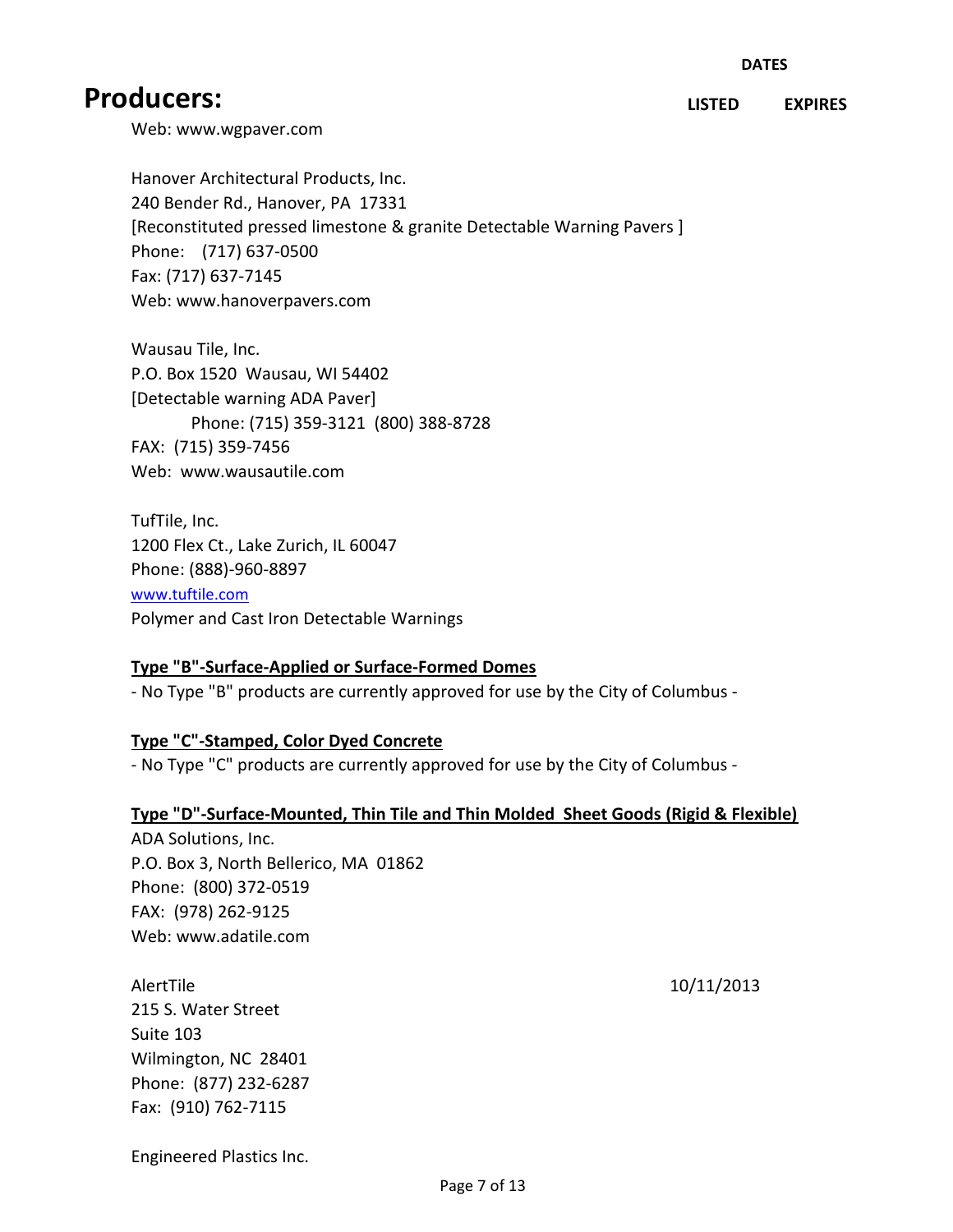# Producers:

DATES

LISTED EXPIRES

Web: www.wgpaver.com

Hanover Architectural Products, Inc.
240 Bender Rd., Hanover, PA 17331
[Reconstituted pressed limestone & granite Detectable Warning Pavers ]
Phone: (717) 637-0500
Fax: (717) 637-7145
Web: www.hanoverpavers.com

Wausau Tile, Inc.
P.O. Box 1520 Wausau, WI 54402
[Detectable warning ADA Paver]
Phone: (715) 359-3121 (800) 388-8728
FAX: (715) 359-7456
Web: www.wausautile.com

TufTile, Inc.
1200 Flex Ct., Lake Zurich, IL 60047
Phone: (888)-960-8897
www.tuftile.com
Polymer and Cast Iron Detectable Warnings

**Type "B"-Surface-Applied or Surface-Formed Domes**

- No Type "B" products are currently approved for use by the City of Columbus -

**Type "C"-Stamped, Color Dyed Concrete**

- No Type "C" products are currently approved for use by the City of Columbus -

**Type "D"-Surface-Mounted, Thin Tile and Thin Molded Sheet Goods (Rigid & Flexible)**

ADA Solutions, Inc.
P.O. Box 3, North Bellerico, MA 01862
Phone: (800) 372-0519
FAX: (978) 262-9125
Web: www.adatile.com

AlertTile 10/11/2013
215 S. Water Street
Suite 103
Wilmington, NC 28401
Phone: (877) 232-6287
Fax: (910) 762-7115

Engineered Plastics Inc.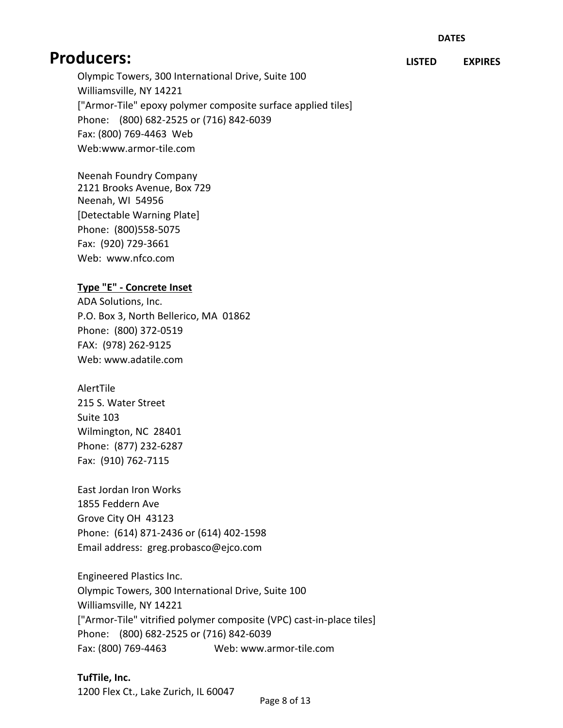DATES

# Producers:

LISTED EXPIRES

Olympic Towers, 300 International Drive, Suite 100
Williamsville, NY 14221
["Armor-Tile" epoxy polymer composite surface applied tiles]
Phone: (800) 682-2525 or (716) 842-6039
Fax: (800) 769-4463 Web
Web:www.armor-tile.com

Neenah Foundry Company
2121 Brooks Avenue, Box 729
Neenah, WI 54956
[Detectable Warning Plate]
Phone: (800)558-5075
Fax: (920) 729-3661
Web: www.nfco.com

**Type "E" - Concrete Inset**

ADA Solutions, Inc.
P.O. Box 3, North Bellerico, MA 01862
Phone: (800) 372-0519
FAX: (978) 262-9125
Web: www.adatile.com

AlertTile
215 S. Water Street
Suite 103
Wilmington, NC 28401
Phone: (877) 232-6287
Fax: (910) 762-7115

East Jordan Iron Works
1855 Feddern Ave
Grove City OH 43123
Phone: (614) 871-2436 or (614) 402-1598
Email address: greg.probasco@ejco.com

Engineered Plastics Inc.
Olympic Towers, 300 International Drive, Suite 100
Williamsville, NY 14221
["Armor-Tile" vitrified polymer composite (VPC) cast-in-place tiles]
Phone: (800) 682-2525 or (716) 842-6039
Fax: (800) 769-4463 Web: www.armor-tile.com

**TufTile, Inc.**
1200 Flex Ct., Lake Zurich, IL 60047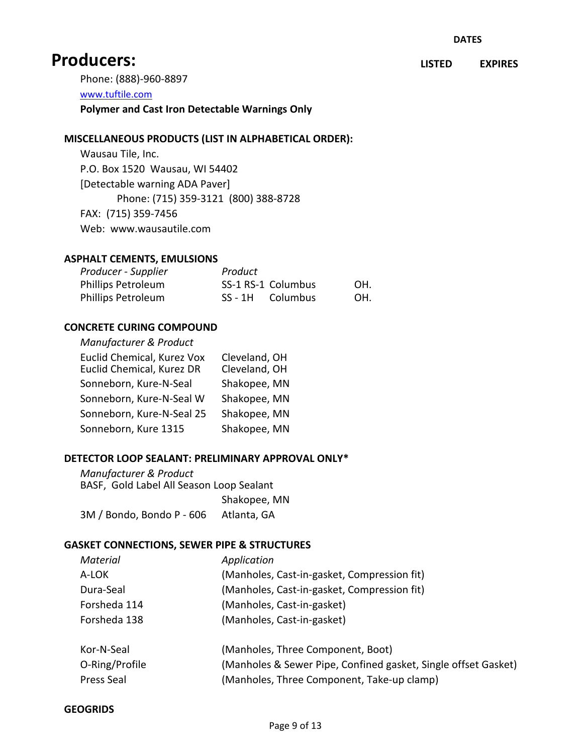DATES

# Producers:

LISTED EXPIRES

Phone: (888)-960-8897

www.tuftile.com

**Polymer and Cast Iron Detectable Warnings Only**

### MISCELLANEOUS PRODUCTS (LIST IN ALPHABETICAL ORDER):

Wausau Tile, Inc.
P.O. Box 1520 Wausau, WI 54402
[Detectable warning ADA Paver]
Phone: (715) 359-3121 (800) 388-8728
FAX: (715) 359-7456
Web: www.wausautile.com

### ASPHALT CEMENTS, EMULSIONS

| *Producer - Supplier* | *Product* | |
|---|---|---|
| Phillips Petroleum | SS-1 RS-1 Columbus | OH. |
| Phillips Petroleum | SS - 1H Columbus | OH. |

### CONCRETE CURING COMPOUND

| *Manufacturer & Product* | |
|---|---|
| Euclid Chemical, Kurez Vox | Cleveland, OH |
| Euclid Chemical, Kurez DR | Cleveland, OH |
| Sonneborn, Kure-N-Seal | Shakopee, MN |
| Sonneborn, Kure-N-Seal W | Shakopee, MN |
| Sonneborn, Kure-N-Seal 25 | Shakopee, MN |
| Sonneborn, Kure 1315 | Shakopee, MN |

### DETECTOR LOOP SEALANT: PRELIMINARY APPROVAL ONLY*

| *Manufacturer & Product* | |
|---|---|
| BASF, Gold Label All Season Loop Sealant | Shakopee, MN |
| 3M / Bondo, Bondo P - 606 | Atlanta, GA |

### GASKET CONNECTIONS, SEWER PIPE & STRUCTURES

| *Material* | *Application* |
|---|---|
| A-LOK | (Manholes, Cast-in-gasket, Compression fit) |
| Dura-Seal | (Manholes, Cast-in-gasket, Compression fit) |
| Forsheda 114 | (Manholes, Cast-in-gasket) |
| Forsheda 138 | (Manholes, Cast-in-gasket) |
| Kor-N-Seal | (Manholes, Three Component, Boot) |
| O-Ring/Profile | (Manholes & Sewer Pipe, Confined gasket, Single offset Gasket) |
| Press Seal | (Manholes, Three Component, Take-up clamp) |

### GEOGRIDS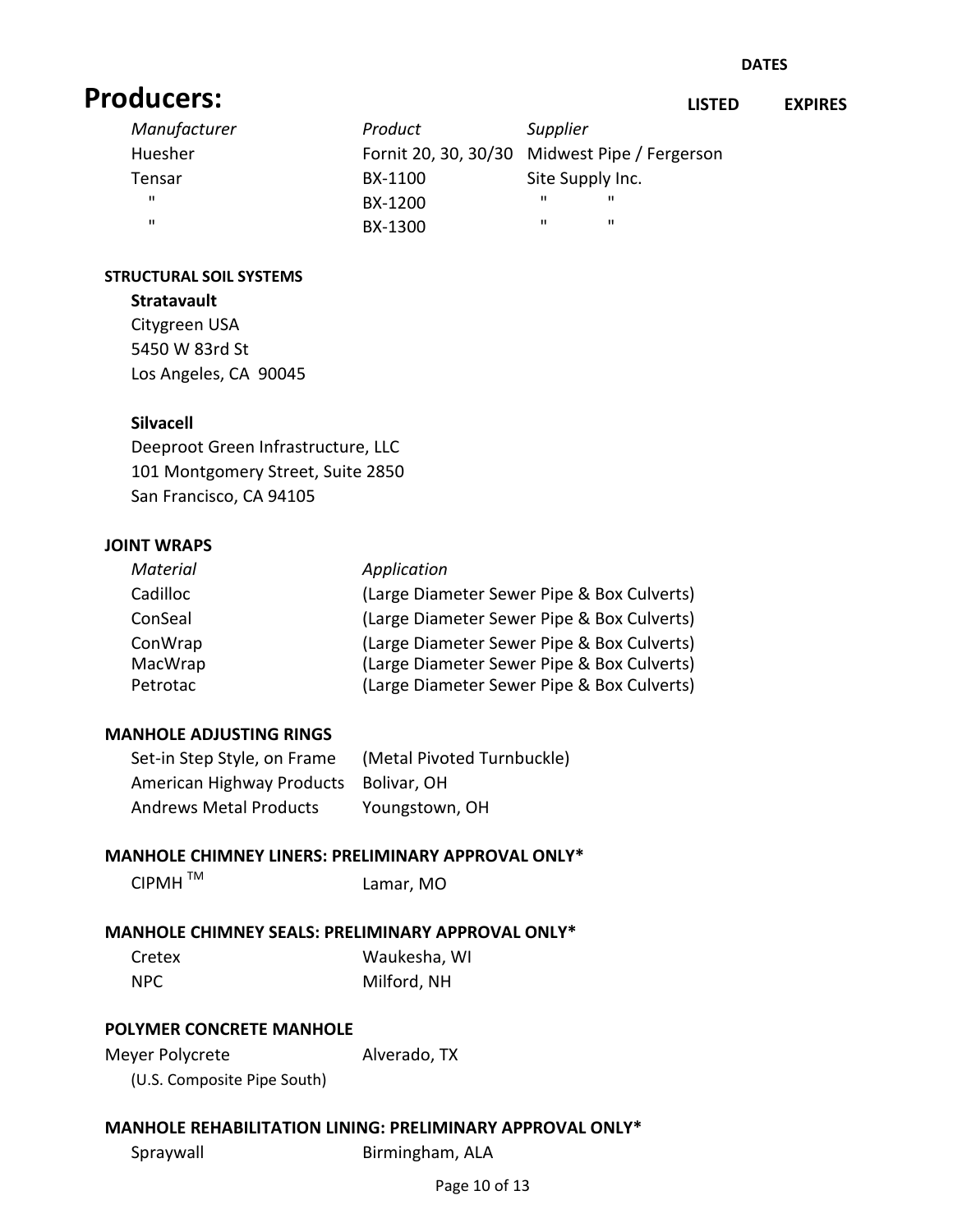# Producers:

| Manufacturer | Product | Supplier | DATES LISTED | EXPIRES |
|---|---|---|---|---|
| Huesher | Fornit 20, 30, 30/30 | Midwest Pipe / Fergerson | | |
| Tensar | BX-1100 | Site Supply Inc. | | |
| " | BX-1200 | " " | | |
| " | BX-1300 | " " | | |

### STRUCTURAL SOIL SYSTEMS

**Stratavault**
Citygreen USA
5450 W 83rd St
Los Angeles, CA 90045

**Silvacell**
Deeproot Green Infrastructure, LLC
101 Montgomery Street, Suite 2850
San Francisco, CA 94105

### JOINT WRAPS

| *Material* | *Application* |
|---|---|
| Cadilloc | (Large Diameter Sewer Pipe & Box Culverts) |
| ConSeal | (Large Diameter Sewer Pipe & Box Culverts) |
| ConWrap | (Large Diameter Sewer Pipe & Box Culverts) |
| MacWrap | (Large Diameter Sewer Pipe & Box Culverts) |
| Petrotac | (Large Diameter Sewer Pipe & Box Culverts) |

### MANHOLE ADJUSTING RINGS

| | |
|---|---|
| Set-in Step Style, on Frame | (Metal Pivoted Turnbuckle) |
| American Highway Products | Bolivar, OH |
| Andrews Metal Products | Youngstown, OH |

### MANHOLE CHIMNEY LINERS: PRELIMINARY APPROVAL ONLY*

CIPMH ™ — Lamar, MO

### MANHOLE CHIMNEY SEALS: PRELIMINARY APPROVAL ONLY*

| | |
|---|---|
| Cretex | Waukesha, WI |
| NPC | Milford, NH |

### POLYMER CONCRETE MANHOLE

Meyer Polycrete — Alverado, TX
(U.S. Composite Pipe South)

### MANHOLE REHABILITATION LINING: PRELIMINARY APPROVAL ONLY*

Spraywall — Birmingham, ALA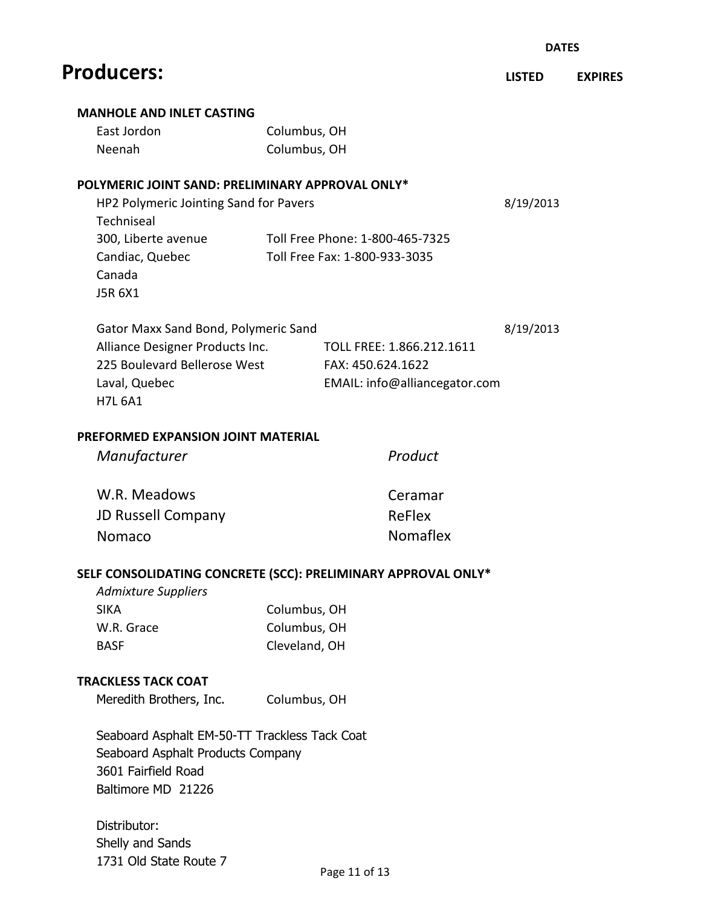# Producers:

| | | DATES LISTED | DATES EXPIRES |
|---|---|---|---|

**MANHOLE AND INLET CASTING**

| | | | |
|---|---|---|---|
| East Jordon | Columbus, OH | | |
| Neenah | Columbus, OH | | |

**POLYMERIC JOINT SAND: PRELIMINARY APPROVAL ONLY***

HP2 Polymeric Jointing Sand for Pavers — Listed: 8/19/2013
Techniseal
300, Liberte avenue — Toll Free Phone: 1-800-465-7325
Candiac, Quebec — Toll Free Fax: 1-800-933-3035
Canada
J5R 6X1

Gator Maxx Sand Bond, Polymeric Sand — Listed: 8/19/2013
Alliance Designer Products Inc. — TOLL FREE: 1.866.212.1611
225 Boulevard Bellerose West — FAX: 450.624.1622
Laval, Quebec — EMAIL: info@alliancegator.com
H7L 6A1

**PREFORMED EXPANSION JOINT MATERIAL**

| *Manufacturer* | *Product* |
|---|---|
| W.R. Meadows | Ceramar |
| JD Russell Company | ReFlex |
| Nomaco | Nomaflex |

**SELF CONSOLIDATING CONCRETE (SCC): PRELIMINARY APPROVAL ONLY***

*Admixture Suppliers*

| | |
|---|---|
| SIKA | Columbus, OH |
| W.R. Grace | Columbus, OH |
| BASF | Cleveland, OH |

**TRACKLESS TACK COAT**

Meredith Brothers, Inc. — Columbus, OH

Seaboard Asphalt EM-50-TT Trackless Tack Coat
Seaboard Asphalt Products Company
3601 Fairfield Road
Baltimore MD 21226

Distributor:
Shelly and Sands
1731 Old State Route 7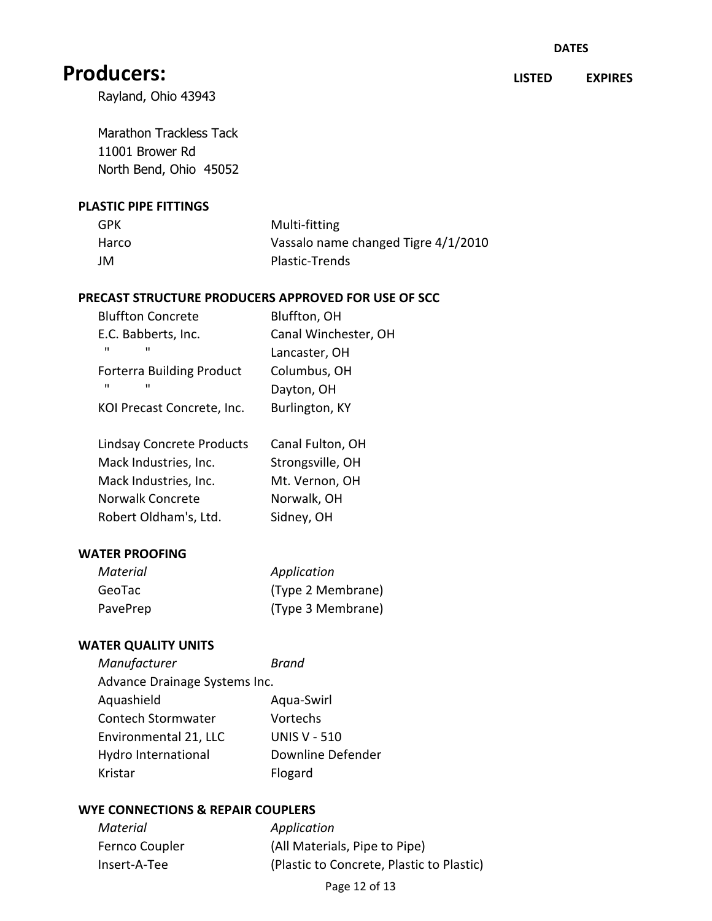# Producers:

| | | DATES | |
|---|---|---|---|
| | | LISTED | EXPIRES |

Rayland, Ohio 43943

Marathon Trackless Tack
11001 Brower Rd
North Bend, Ohio 45052

**PLASTIC PIPE FITTINGS**

| | |
|---|---|
| GPK | Multi-fitting |
| Harco | Vassalo name changed Tigre 4/1/2010 |
| JM | Plastic-Trends |

**PRECAST STRUCTURE PRODUCERS APPROVED FOR USE OF SCC**

| | |
|---|---|
| Bluffton Concrete | Bluffton, OH |
| E.C. Babberts, Inc. | Canal Winchester, OH |
| " " | Lancaster, OH |
| Forterra Building Product | Columbus, OH |
| " " | Dayton, OH |
| KOI Precast Concrete, Inc. | Burlington, KY |
| Lindsay Concrete Products | Canal Fulton, OH |
| Mack Industries, Inc. | Strongsville, OH |
| Mack Industries, Inc. | Mt. Vernon, OH |
| Norwalk Concrete | Norwalk, OH |
| Robert Oldham's, Ltd. | Sidney, OH |

**WATER PROOFING**

| *Material* | *Application* |
|---|---|
| GeoTac | (Type 2 Membrane) |
| PavePrep | (Type 3 Membrane) |

**WATER QUALITY UNITS**

| *Manufacturer* | *Brand* |
|---|---|
| Advance Drainage Systems Inc. | |
| Aquashield | Aqua-Swirl |
| Contech Stormwater | Vortechs |
| Environmental 21, LLC | UNIS V - 510 |
| Hydro International | Downline Defender |
| Kristar | Flogard |

**WYE CONNECTIONS & REPAIR COUPLERS**

| *Material* | *Application* |
|---|---|
| Fernco Coupler | (All Materials, Pipe to Pipe) |
| Insert-A-Tee | (Plastic to Concrete, Plastic to Plastic) |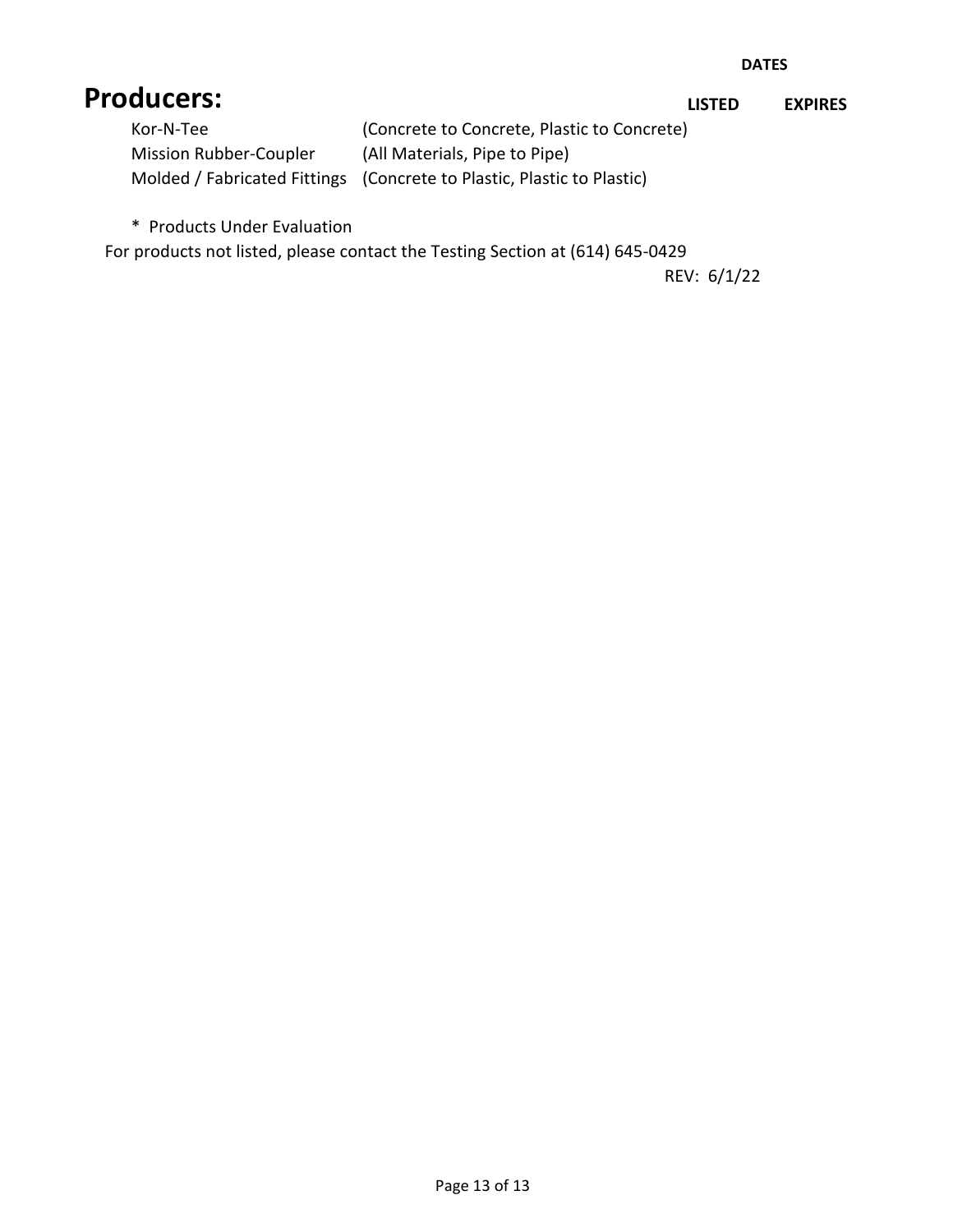## Producers:

| | | DATES | |
|---|---|---|---|
| | | LISTED | EXPIRES |
| Kor-N-Tee | (Concrete to Concrete, Plastic to Concrete) | | |
| Mission Rubber-Coupler | (All Materials, Pipe to Pipe) | | |
| Molded / Fabricated Fittings | (Concrete to Plastic, Plastic to Plastic) | | |

\* Products Under Evaluation

For products not listed, please contact the Testing Section at (614) 645-0429

REV: 6/1/22